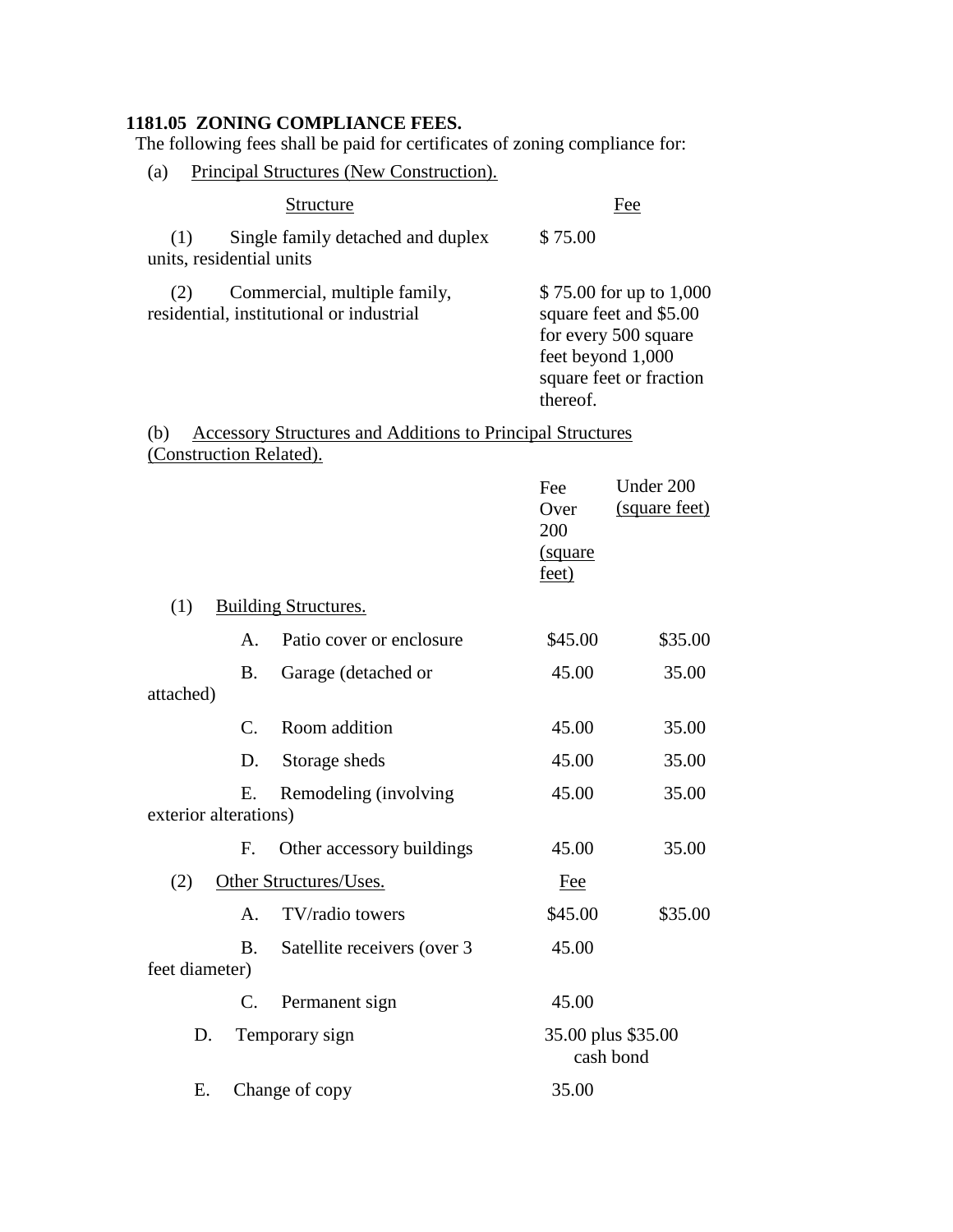**1181.05 ZONING COMPLIANCE FEES.**

The following fees shall be paid for certificates of zoning compliance for:

(a) Principal Structures (New Construction).

| Structure | Fee |
|---|---|
| (1) Single family detached and duplex units, residential units | $ 75.00 |
| (2) Commercial, multiple family, residential, institutional or industrial | $ 75.00 for up to 1,000 square feet and $5.00 for every 500 square feet beyond 1,000 square feet or fraction thereof. |

(b) Accessory Structures and Additions to Principal Structures (Construction Related).

| | Fee Over 200 (square feet) | Under 200 (square feet) |
|---|---|---|
| (1) Building Structures. | | |
| A. Patio cover or enclosure | $45.00 | $35.00 |
| B. Garage (detached or attached) | 45.00 | 35.00 |
| C. Room addition | 45.00 | 35.00 |
| D. Storage sheds | 45.00 | 35.00 |
| E. Remodeling (involving exterior alterations) | 45.00 | 35.00 |
| F. Other accessory buildings | 45.00 | 35.00 |
| (2) Other Structures/Uses. | Fee | |
| A. TV/radio towers | $45.00 | $35.00 |
| B. Satellite receivers (over 3 feet diameter) | 45.00 | |
| C. Permanent sign | 45.00 | |
| D. Temporary sign | 35.00 plus $35.00 cash bond | |
| E. Change of copy | 35.00 | |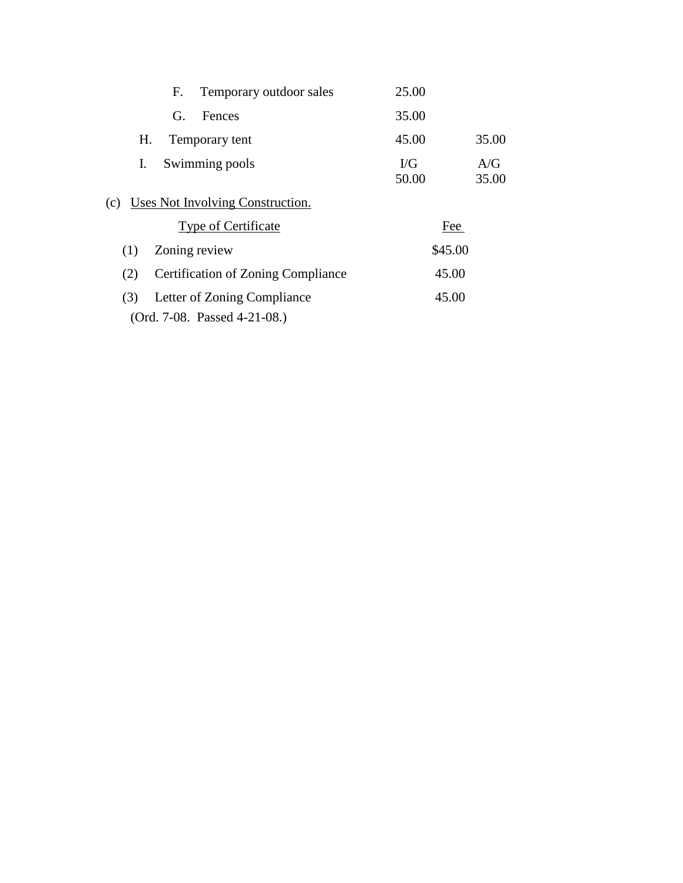| | | | |
|---|---|---|---|
| F. | Temporary outdoor sales | 25.00 | |
| G. | Fences | 35.00 | |
| H. | Temporary tent | 45.00 | 35.00 |
| I. | Swimming pools | I/G 50.00 | A/G 35.00 |

(c) Uses Not Involving Construction.

| | Type of Certificate | Fee |
|---|---|---|
| (1) | Zoning review | $45.00 |
| (2) | Certification of Zoning Compliance | 45.00 |
| (3) | Letter of Zoning Compliance | 45.00 |

(Ord. 7-08. Passed 4-21-08.)